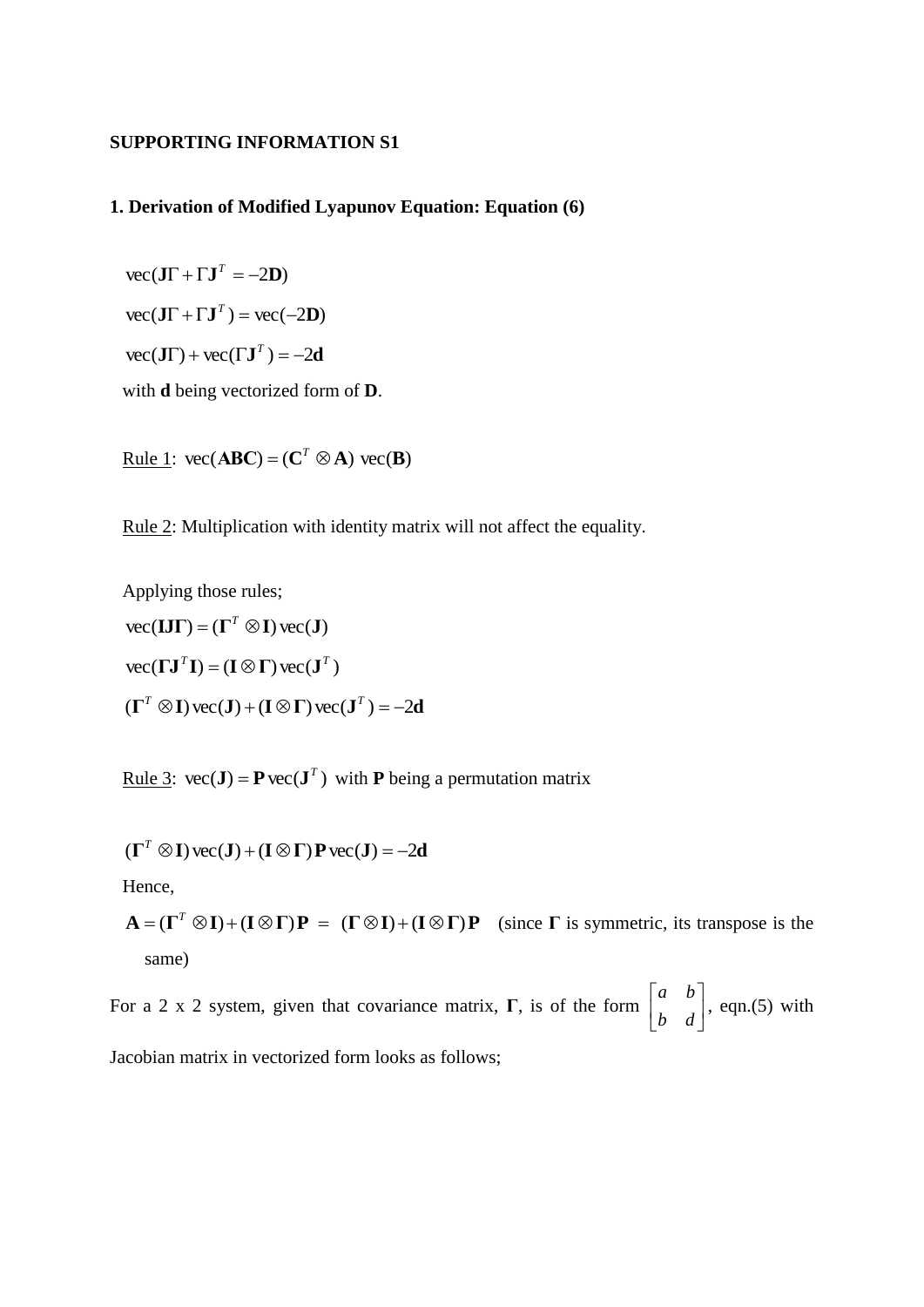**SUPPORTING INFORMATION S1**

**1. Derivation of Modified Lyapunov Equation: Equation (6)**

$$\text{vec}(\mathbf{J}\Gamma + \Gamma\mathbf{J}^T = -2\mathbf{D})$$

$$\text{vec}(\mathbf{J}\Gamma + \Gamma\mathbf{J}^T) = \text{vec}(-2\mathbf{D})$$

$$\text{vec}(\mathbf{J}\Gamma) + \text{vec}(\Gamma\mathbf{J}^T) = -2\mathbf{d}$$

with $\mathbf{d}$ being vectorized form of $\mathbf{D}$.

Rule 1: $\text{vec}(\mathbf{ABC}) = (\mathbf{C}^T \otimes \mathbf{A})\ \text{vec}(\mathbf{B})$

Rule 2: Multiplication with identity matrix will not affect the equality.

Applying those rules;

$$\text{vec}(\mathbf{IJ\Gamma}) = (\mathbf{\Gamma}^T \otimes \mathbf{I})\,\text{vec}(\mathbf{J})$$

$$\text{vec}(\mathbf{\Gamma J}^T\mathbf{I}) = (\mathbf{I} \otimes \mathbf{\Gamma})\,\text{vec}(\mathbf{J}^T)$$

$$(\mathbf{\Gamma}^T \otimes \mathbf{I})\,\text{vec}(\mathbf{J}) + (\mathbf{I} \otimes \mathbf{\Gamma})\,\text{vec}(\mathbf{J}^T) = -2\mathbf{d}$$

Rule 3: $\text{vec}(\mathbf{J}) = \mathbf{P}\,\text{vec}(\mathbf{J}^T)$ with $\mathbf{P}$ being a permutation matrix

$$(\mathbf{\Gamma}^T \otimes \mathbf{I})\,\text{vec}(\mathbf{J}) + (\mathbf{I} \otimes \mathbf{\Gamma})\,\mathbf{P}\,\text{vec}(\mathbf{J}) = -2\mathbf{d}$$

Hence,

$\mathbf{A} = (\mathbf{\Gamma}^T \otimes \mathbf{I}) + (\mathbf{I} \otimes \mathbf{\Gamma})\mathbf{P} = (\mathbf{\Gamma} \otimes \mathbf{I}) + (\mathbf{I} \otimes \mathbf{\Gamma})\mathbf{P}$ (since $\mathbf{\Gamma}$ is symmetric, its transpose is the same)

For a 2 x 2 system, given that covariance matrix, $\mathbf{\Gamma}$, is of the form $\begin{bmatrix} a & b \\ b & d \end{bmatrix}$, eqn.(5) with Jacobian matrix in vectorized form looks as follows;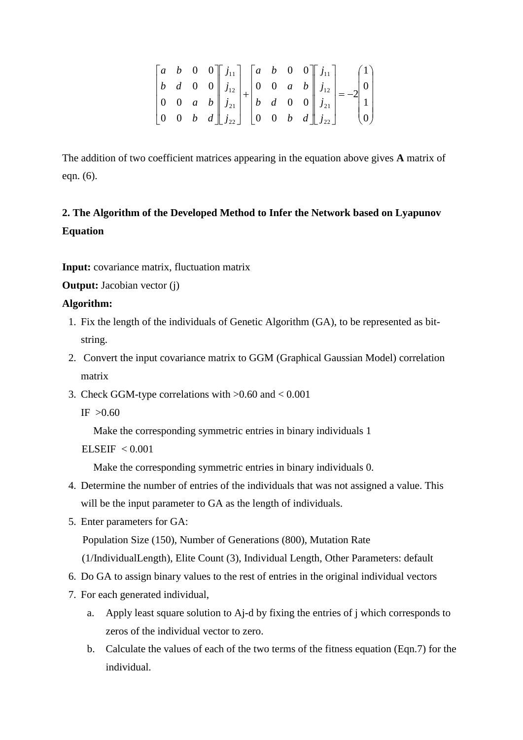$$
\begin{bmatrix} a & b & 0 & 0 \\ b & d & 0 & 0 \\ 0 & 0 & a & b \\ 0 & 0 & b & d \end{bmatrix}
\begin{bmatrix} j_{11} \\ j_{12} \\ j_{21} \\ j_{22} \end{bmatrix}
+
\begin{bmatrix} a & b & 0 & 0 \\ 0 & 0 & a & b \\ b & d & 0 & 0 \\ 0 & 0 & b & d \end{bmatrix}
\begin{bmatrix} j_{11} \\ j_{12} \\ j_{21} \\ j_{22} \end{bmatrix}
= -2 \begin{pmatrix} 1 \\ 0 \\ 1 \\ 0 \end{pmatrix}
$$

The addition of two coefficient matrices appearing in the equation above gives **A** matrix of eqn. (6).

## 2. The Algorithm of the Developed Method to Infer the Network based on Lyapunov Equation

**Input:** covariance matrix, fluctuation matrix

**Output:** Jacobian vector (j)

**Algorithm:**

1. Fix the length of the individuals of Genetic Algorithm (GA), to be represented as bit-string.
2. Convert the input covariance matrix to GGM (Graphical Gaussian Model) correlation matrix
3. Check GGM-type correlations with >0.60 and < 0.001

   IF >0.60

   Make the corresponding symmetric entries in binary individuals 1

   ELSEIF < 0.001

   Make the corresponding symmetric entries in binary individuals 0.
4. Determine the number of entries of the individuals that was not assigned a value. This will be the input parameter to GA as the length of individuals.
5. Enter parameters for GA:

   Population Size (150), Number of Generations (800), Mutation Rate (1/IndividualLength), Elite Count (3), Individual Length, Other Parameters: default
6. Do GA to assign binary values to the rest of entries in the original individual vectors
7. For each generated individual,
   a. Apply least square solution to Aj-d by fixing the entries of j which corresponds to zeros of the individual vector to zero.
   b. Calculate the values of each of the two terms of the fitness equation (Eqn.7) for the individual.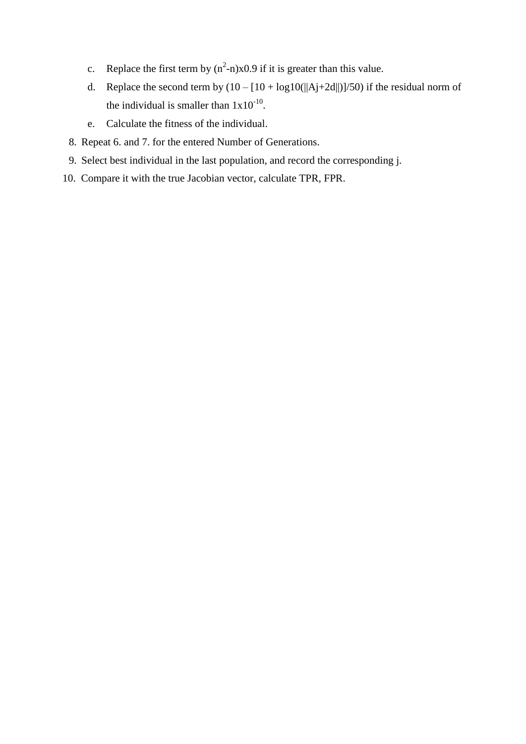c. Replace the first term by $(n^2-n)\times 0.9$ if it is greater than this value.

d. Replace the second term by $(10 - [10 + \log10(\|Aj+2d\|)]/50)$ if the residual norm of the individual is smaller than $1\times10^{-10}$.

e. Calculate the fitness of the individual.

8. Repeat 6. and 7. for the entered Number of Generations.
9. Select best individual in the last population, and record the corresponding j.
10. Compare it with the true Jacobian vector, calculate TPR, FPR.